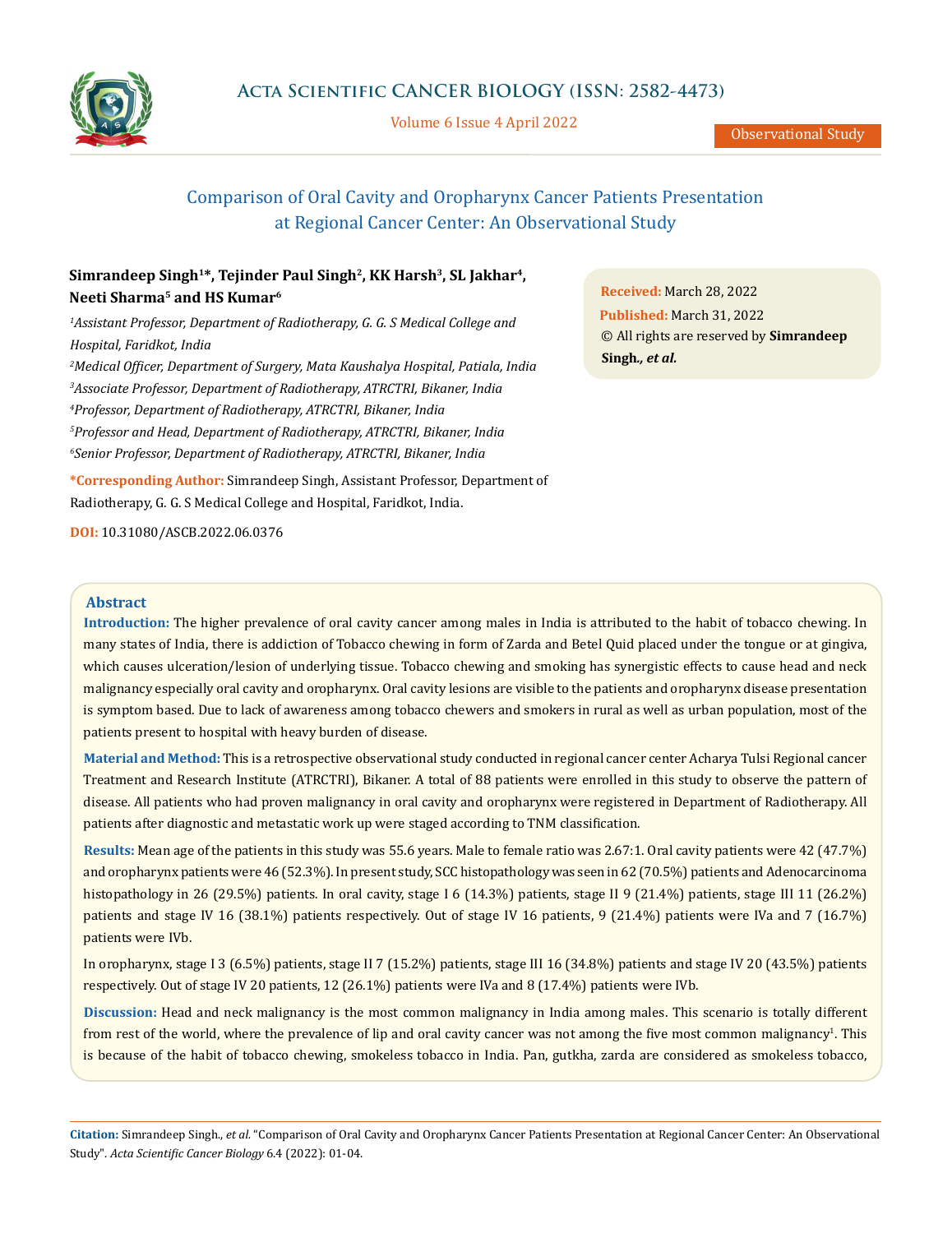Observational Study

# Comparison of Oral Cavity and Oropharynx Cancer Patients Presentation at Regional Cancer Center: An Observational Study

**Simrandeep Singh[1]\*, Tejinder Paul Singh[2], KK Harsh[3], SL Jakhar[4], Neeti Sharma[5] and HS Kumar[6]**

*[1]Assistant Professor, Department of Radiotherapy, G. G. S Medical College and Hospital, Faridkot, India*

*[2]Medical Officer, Department of Surgery, Mata Kaushalya Hospital, Patiala, India*

*[3]Associate Professor, Department of Radiotherapy, ATRCTRI, Bikaner, India*

*[4]Professor, Department of Radiotherapy, ATRCTRI, Bikaner, India*

*[5]Professor and Head, Department of Radiotherapy, ATRCTRI, Bikaner, India*

*[6]Senior Professor, Department of Radiotherapy, ATRCTRI, Bikaner, India*

**\*Corresponding Author:** Simrandeep Singh, Assistant Professor, Department of Radiotherapy, G. G. S Medical College and Hospital, Faridkot, India.

**DOI:** 10.31080/ASCB.2022.06.0376

**Received:** March 28, 2022
**Published:** March 31, 2022
© All rights are reserved by **Simrandeep Singh.*, et al.***

## Abstract

**Introduction:** The higher prevalence of oral cavity cancer among males in India is attributed to the habit of tobacco chewing. In many states of India, there is addiction of Tobacco chewing in form of Zarda and Betel Quid placed under the tongue or at gingiva, which causes ulceration/lesion of underlying tissue. Tobacco chewing and smoking has synergistic effects to cause head and neck malignancy especially oral cavity and oropharynx. Oral cavity lesions are visible to the patients and oropharynx disease presentation is symptom based. Due to lack of awareness among tobacco chewers and smokers in rural as well as urban population, most of the patients present to hospital with heavy burden of disease.

**Material and Method:** This is a retrospective observational study conducted in regional cancer center Acharya Tulsi Regional cancer Treatment and Research Institute (ATRCTRI), Bikaner. A total of 88 patients were enrolled in this study to observe the pattern of disease. All patients who had proven malignancy in oral cavity and oropharynx were registered in Department of Radiotherapy. All patients after diagnostic and metastatic work up were staged according to TNM classification.

**Results:** Mean age of the patients in this study was 55.6 years. Male to female ratio was 2.67:1. Oral cavity patients were 42 (47.7%) and oropharynx patients were 46 (52.3%). In present study, SCC histopathology was seen in 62 (70.5%) patients and Adenocarcinoma histopathology in 26 (29.5%) patients. In oral cavity, stage I 6 (14.3%) patients, stage II 9 (21.4%) patients, stage III 11 (26.2%) patients and stage IV 16 (38.1%) patients respectively. Out of stage IV 16 patients, 9 (21.4%) patients were IVa and 7 (16.7%) patients were IVb.

In oropharynx, stage I 3 (6.5%) patients, stage II 7 (15.2%) patients, stage III 16 (34.8%) patients and stage IV 20 (43.5%) patients respectively. Out of stage IV 20 patients, 12 (26.1%) patients were IVa and 8 (17.4%) patients were IVb.

**Discussion:** Head and neck malignancy is the most common malignancy in India among males. This scenario is totally different from rest of the world, where the prevalence of lip and oral cavity cancer was not among the five most common malignancy[1]. This is because of the habit of tobacco chewing, smokeless tobacco in India. Pan, gutkha, zarda are considered as smokeless tobacco,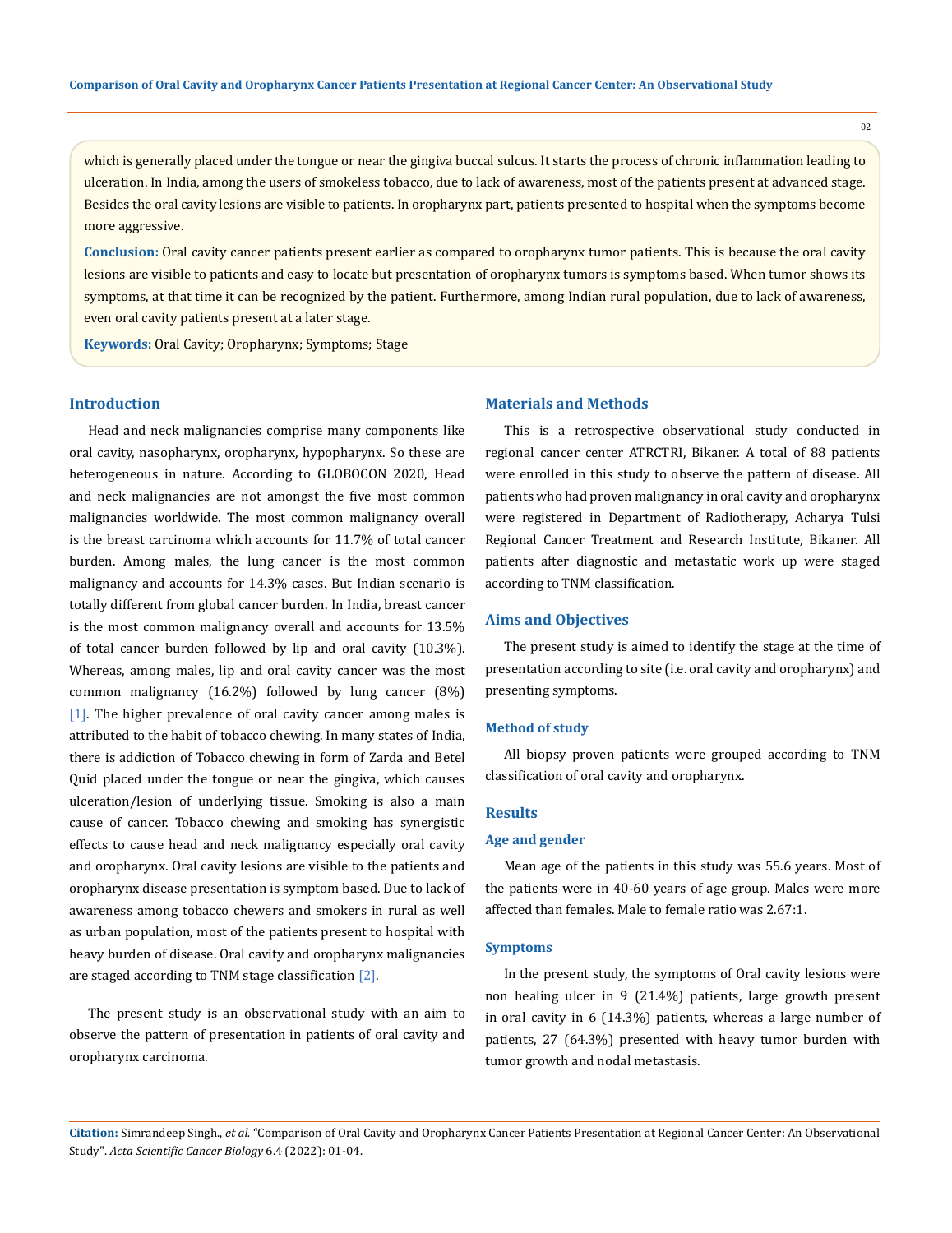which is generally placed under the tongue or near the gingiva buccal sulcus. It starts the process of chronic inflammation leading to ulceration. In India, among the users of smokeless tobacco, due to lack of awareness, most of the patients present at advanced stage. Besides the oral cavity lesions are visible to patients. In oropharynx part, patients presented to hospital when the symptoms become more aggressive.

**Conclusion:** Oral cavity cancer patients present earlier as compared to oropharynx tumor patients. This is because the oral cavity lesions are visible to patients and easy to locate but presentation of oropharynx tumors is symptoms based. When tumor shows its symptoms, at that time it can be recognized by the patient. Furthermore, among Indian rural population, due to lack of awareness, even oral cavity patients present at a later stage.

**Keywords:** Oral Cavity; Oropharynx; Symptoms; Stage

## Introduction

Head and neck malignancies comprise many components like oral cavity, nasopharynx, oropharynx, hypopharynx. So these are heterogeneous in nature. According to GLOBOCON 2020, Head and neck malignancies are not amongst the five most common malignancies worldwide. The most common malignancy overall is the breast carcinoma which accounts for 11.7% of total cancer burden. Among males, the lung cancer is the most common malignancy and accounts for 14.3% cases. But Indian scenario is totally different from global cancer burden. In India, breast cancer is the most common malignancy overall and accounts for 13.5% of total cancer burden followed by lip and oral cavity (10.3%). Whereas, among males, lip and oral cavity cancer was the most common malignancy (16.2%) followed by lung cancer (8%) [1]. The higher prevalence of oral cavity cancer among males is attributed to the habit of tobacco chewing. In many states of India, there is addiction of Tobacco chewing in form of Zarda and Betel Quid placed under the tongue or near the gingiva, which causes ulceration/lesion of underlying tissue. Smoking is also a main cause of cancer. Tobacco chewing and smoking has synergistic effects to cause head and neck malignancy especially oral cavity and oropharynx. Oral cavity lesions are visible to the patients and oropharynx disease presentation is symptom based. Due to lack of awareness among tobacco chewers and smokers in rural as well as urban population, most of the patients present to hospital with heavy burden of disease. Oral cavity and oropharynx malignancies are staged according to TNM stage classification [2].

The present study is an observational study with an aim to observe the pattern of presentation in patients of oral cavity and oropharynx carcinoma.

## Materials and Methods

This is a retrospective observational study conducted in regional cancer center ATRCTRI, Bikaner. A total of 88 patients were enrolled in this study to observe the pattern of disease. All patients who had proven malignancy in oral cavity and oropharynx were registered in Department of Radiotherapy, Acharya Tulsi Regional Cancer Treatment and Research Institute, Bikaner. All patients after diagnostic and metastatic work up were staged according to TNM classification.

## Aims and Objectives

The present study is aimed to identify the stage at the time of presentation according to site (i.e. oral cavity and oropharynx) and presenting symptoms.

### Method of study

All biopsy proven patients were grouped according to TNM classification of oral cavity and oropharynx.

## Results

### Age and gender

Mean age of the patients in this study was 55.6 years. Most of the patients were in 40-60 years of age group. Males were more affected than females. Male to female ratio was 2.67:1.

### Symptoms

In the present study, the symptoms of Oral cavity lesions were non healing ulcer in 9 (21.4%) patients, large growth present in oral cavity in 6 (14.3%) patients, whereas a large number of patients, 27 (64.3%) presented with heavy tumor burden with tumor growth and nodal metastasis.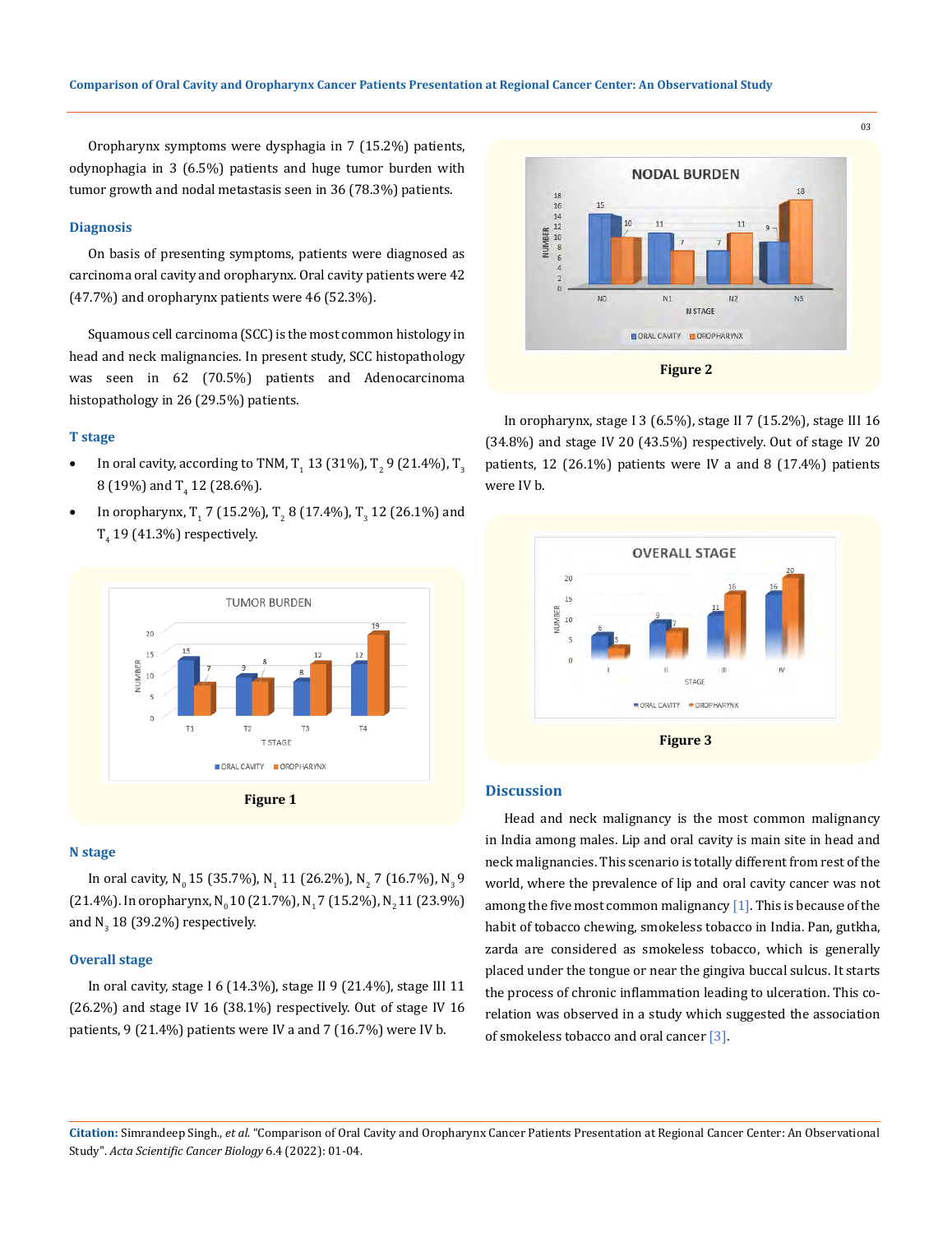Oropharynx symptoms were dysphagia in 7 (15.2%) patients, odynophagia in 3 (6.5%) patients and huge tumor burden with tumor growth and nodal metastasis seen in 36 (78.3%) patients.

### Diagnosis

On basis of presenting symptoms, patients were diagnosed as carcinoma oral cavity and oropharynx. Oral cavity patients were 42 (47.7%) and oropharynx patients were 46 (52.3%).

Squamous cell carcinoma (SCC) is the most common histology in head and neck malignancies. In present study, SCC histopathology was seen in 62 (70.5%) patients and Adenocarcinoma histopathology in 26 (29.5%) patients.

### T stage

- In oral cavity, according to TNM, $T_1$ 13 (31%), $T_2$ 9 (21.4%), $T_3$ 8 (19%) and $T_4$ 12 (28.6%).
- In oropharynx, $T_1$ 7 (15.2%), $T_2$ 8 (17.4%), $T_3$ 12 (26.1%) and $T_4$ 19 (41.3%) respectively.

**Figure 1**

### N stage

In oral cavity, $N_0$ 15 (35.7%), $N_1$ 11 (26.2%), $N_2$ 7 (16.7%), $N_3$ 9 (21.4%). In oropharynx, $N_0$ 10 (21.7%), $N_1$ 7 (15.2%), $N_2$ 11 (23.9%) and $N_3$ 18 (39.2%) respectively.

**Figure 2**

### Overall stage

In oral cavity, stage I 6 (14.3%), stage II 9 (21.4%), stage III 11 (26.2%) and stage IV 16 (38.1%) respectively. Out of stage IV 16 patients, 9 (21.4%) patients were IV a and 7 (16.7%) were IV b.

In oropharynx, stage I 3 (6.5%), stage II 7 (15.2%), stage III 16 (34.8%) and stage IV 20 (43.5%) respectively. Out of stage IV 20 patients, 12 (26.1%) patients were IV a and 8 (17.4%) patients were IV b.

**Figure 3**

## Discussion

Head and neck malignancy is the most common malignancy in India among males. Lip and oral cavity is main site in head and neck malignancies. This scenario is totally different from rest of the world, where the prevalence of lip and oral cavity cancer was not among the five most common malignancy [1]. This is because of the habit of tobacco chewing, smokeless tobacco in India. Pan, gutkha, zarda are considered as smokeless tobacco, which is generally placed under the tongue or near the gingiva buccal sulcus. It starts the process of chronic inflammation leading to ulceration. This co-relation was observed in a study which suggested the association of smokeless tobacco and oral cancer [3].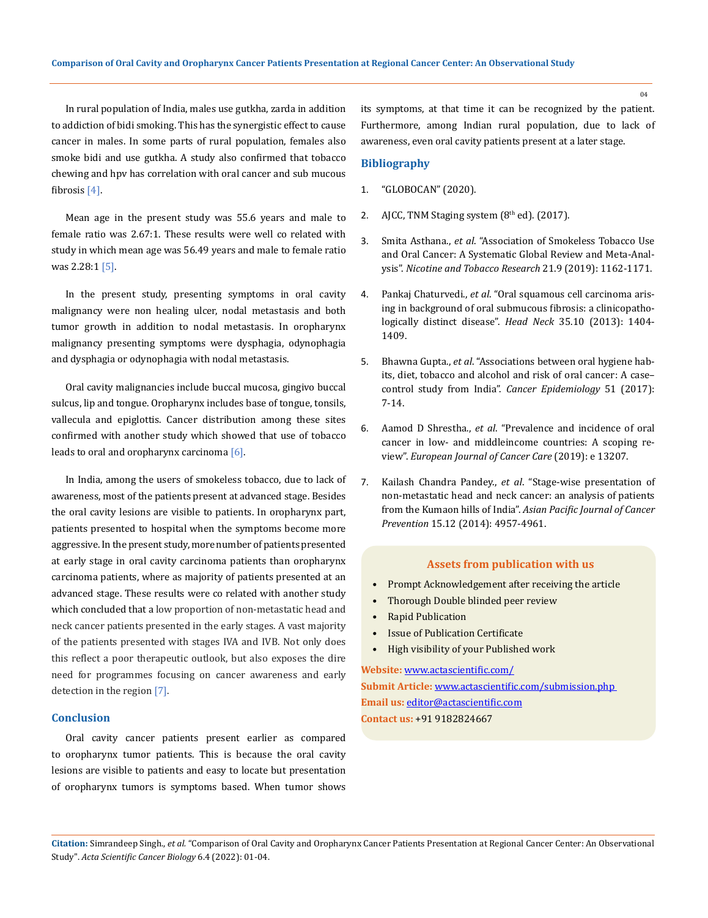In rural population of India, males use gutkha, zarda in addition to addiction of bidi smoking. This has the synergistic effect to cause cancer in males. In some parts of rural population, females also smoke bidi and use gutkha. A study also confirmed that tobacco chewing and hpv has correlation with oral cancer and sub mucous fibrosis [4].

Mean age in the present study was 55.6 years and male to female ratio was 2.67:1. These results were well co related with study in which mean age was 56.49 years and male to female ratio was 2.28:1 [5].

In the present study, presenting symptoms in oral cavity malignancy were non healing ulcer, nodal metastasis and both tumor growth in addition to nodal metastasis. In oropharynx malignancy presenting symptoms were dysphagia, odynophagia and dysphagia or odynophagia with nodal metastasis.

Oral cavity malignancies include buccal mucosa, gingivo buccal sulcus, lip and tongue. Oropharynx includes base of tongue, tonsils, vallecula and epiglottis. Cancer distribution among these sites confirmed with another study which showed that use of tobacco leads to oral and oropharynx carcinoma [6].

In India, among the users of smokeless tobacco, due to lack of awareness, most of the patients present at advanced stage. Besides the oral cavity lesions are visible to patients. In oropharynx part, patients presented to hospital when the symptoms become more aggressive. In the present study, more number of patients presented at early stage in oral cavity carcinoma patients than oropharynx carcinoma patients, where as majority of patients presented at an advanced stage. These results were co related with another study which concluded that a low proportion of non-metastatic head and neck cancer patients presented in the early stages. A vast majority of the patients presented with stages IVA and IVB. Not only does this reflect a poor therapeutic outlook, but also exposes the dire need for programmes focusing on cancer awareness and early detection in the region [7].

## Conclusion

Oral cavity cancer patients present earlier as compared to oropharynx tumor patients. This is because the oral cavity lesions are visible to patients and easy to locate but presentation of oropharynx tumors is symptoms based. When tumor shows its symptoms, at that time it can be recognized by the patient. Furthermore, among Indian rural population, due to lack of awareness, even oral cavity patients present at a later stage.

## Bibliography

1. "GLOBOCAN" (2020).
2. AJCC, TNM Staging system (8th ed). (2017).
3. Smita Asthana., *et al*. "Association of Smokeless Tobacco Use and Oral Cancer: A Systematic Global Review and Meta-Analysis". *Nicotine and Tobacco Research* 21.9 (2019): 1162-1171.
4. Pankaj Chaturvedi., *et al*. "Oral squamous cell carcinoma arising in background of oral submucous fibrosis: a clinicopathologically distinct disease". *Head Neck* 35.10 (2013): 1404-1409.
5. Bhawna Gupta., *et al*. "Associations between oral hygiene habits, diet, tobacco and alcohol and risk of oral cancer: A case–control study from India". *Cancer Epidemiology* 51 (2017): 7-14.
6. Aamod D Shrestha., *et al*. "Prevalence and incidence of oral cancer in low- and middleincome countries: A scoping review". *European Journal of Cancer Care* (2019): e 13207.
7. Kailash Chandra Pandey., *et al*. "Stage-wise presentation of non-metastatic head and neck cancer: an analysis of patients from the Kumaon hills of India". *Asian Pacific Journal of Cancer Prevention* 15.12 (2014): 4957-4961.

### Assets from publication with us

- Prompt Acknowledgement after receiving the article
- Thorough Double blinded peer review
- Rapid Publication
- Issue of Publication Certificate
- High visibility of your Published work

**Website:** www.actascientific.com/
**Submit Article:** www.actascientific.com/submission.php
**Email us:** editor@actascientific.com
**Contact us:** +91 9182824667